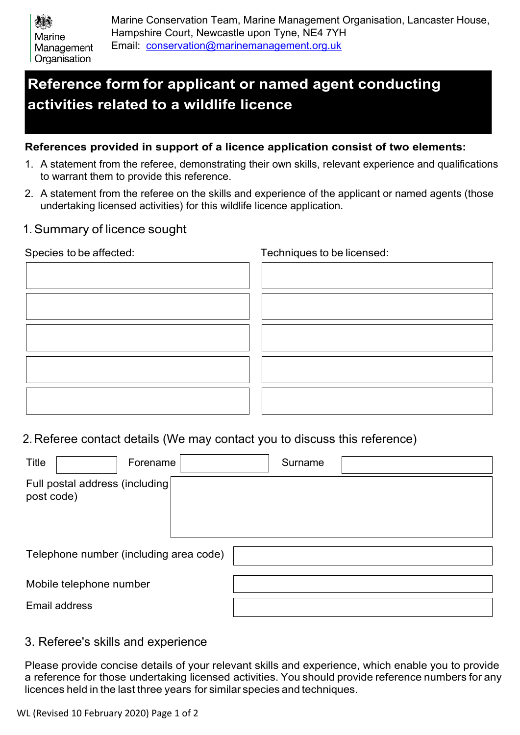Marine Management Organisation

Marine Conservation Team, Marine Management Organisation, Lancaster House, Hampshire Court, Newcastle upon Tyne, NE4 7YH
Email: conservation@marinemanagement.org.uk

# Reference form for applicant or named agent conducting activities related to a wildlife licence

**References provided in support of a licence application consist of two elements:**

1. A statement from the referee, demonstrating their own skills, relevant experience and qualifications to warrant them to provide this reference.
2. A statement from the referee on the skills and experience of the applicant or named agents (those undertaking licensed activities) for this wildlife licence application.

## 1. Summary of licence sought

| Species to be affected: | Techniques to be licensed: |
|---|---|
| | |
| | |
| | |
| | |
| | |

## 2. Referee contact details (We may contact you to discuss this reference)

| | | | | | |
|---|---|---|---|---|---|
| Title | | Forename | | Surname | |

| | |
|---|---|
| Full postal address (including post code) | |
| Telephone number (including area code) | |
| Mobile telephone number | |
| Email address | |

## 3. Referee's skills and experience

Please provide concise details of your relevant skills and experience, which enable you to provide a reference for those undertaking licensed activities. You should provide reference numbers for any licences held in the last three years for similar species and techniques.

WL (Revised 10 February 2020)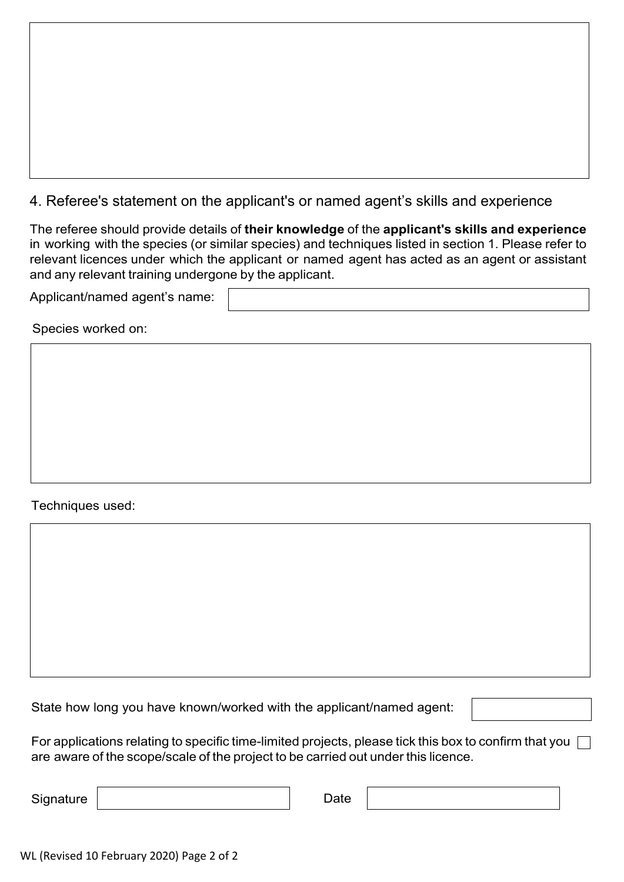## 4. Referee's statement on the applicant's or named agent's skills and experience

The referee should provide details of **their knowledge** of the **applicant's skills and experience** in working with the species (or similar species) and techniques listed in section 1. Please refer to relevant licences under which the applicant or named agent has acted as an agent or assistant and any relevant training undergone by the applicant.

Applicant/named agent's name:

Species worked on:

Techniques used:

State how long you have known/worked with the applicant/named agent:

For applications relating to specific time-limited projects, please tick this box to confirm that you are aware of the scope/scale of the project to be carried out under this licence. ☐

Signature

Date

WL (Revised 10 February 2020)